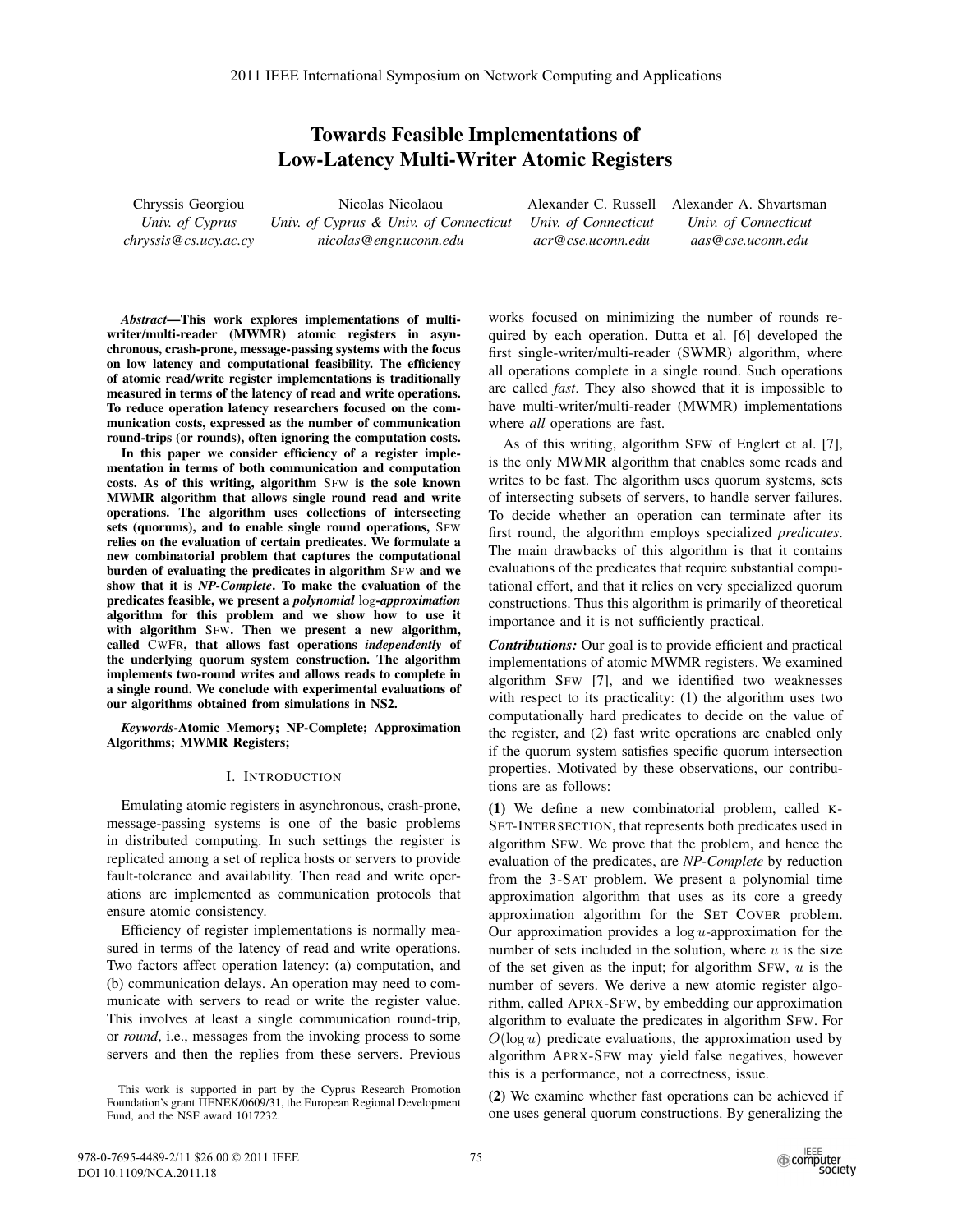# Towards Feasible Implementations of Low-Latency Multi-Writer Atomic Registers

Chryssis Georgiou
*Univ. of Cyprus*
*chryssis@cs.ucy.ac.cy*

Nicolas Nicolaou
*Univ. of Cyprus & Univ. of Connecticut*
*nicolas@engr.uconn.edu*

Alexander C. Russell
*Univ. of Connecticut*
*acr@cse.uconn.edu*

Alexander A. Shvartsman
*Univ. of Connecticut*
*aas@cse.uconn.edu*

***Abstract*—This work explores implementations of multi-writer/multi-reader (MWMR) atomic registers in asynchronous, crash-prone, message-passing systems with the focus on low latency and computational feasibility. The efficiency of atomic read/write register implementations is traditionally measured in terms of the latency of read and write operations. To reduce operation latency researchers focused on the communication costs, expressed as the number of communication round-trips (or rounds), often ignoring the computation costs.**

**In this paper we consider efficiency of a register implementation in terms of both communication and computation costs. As of this writing, algorithm SFW is the sole known MWMR algorithm that allows single round read and write operations. The algorithm uses collections of intersecting sets (quorums), and to enable single round operations, SFW relies on the evaluation of certain predicates. We formulate a new combinatorial problem that captures the computational burden of evaluating the predicates in algorithm SFW and we show that it is *NP-Complete*. To make the evaluation of the predicates feasible, we present a *polynomial* log*-approximation* algorithm for this problem and we show how to use it with algorithm SFW. Then we present a new algorithm, called CWFR, that allows fast operations *independently* of the underlying quorum system construction. The algorithm implements two-round writes and allows reads to complete in a single round. We conclude with experimental evaluations of our algorithms obtained from simulations in NS2.**

***Keywords*-Atomic Memory; NP-Complete; Approximation Algorithms; MWMR Registers;**

## I. Introduction

Emulating atomic registers in asynchronous, crash-prone, message-passing systems is one of the basic problems in distributed computing. In such settings the register is replicated among a set of replica hosts or servers to provide fault-tolerance and availability. Then read and write operations are implemented as communication protocols that ensure atomic consistency.

Efficiency of register implementations is normally measured in terms of the latency of read and write operations. Two factors affect operation latency: (a) computation, and (b) communication delays. An operation may need to communicate with servers to read or write the register value. This involves at least a single communication round-trip, or *round*, i.e., messages from the invoking process to some servers and then the replies from these servers. Previous works focused on minimizing the number of rounds required by each operation. Dutta et al. [6] developed the first single-writer/multi-reader (SWMR) algorithm, where all operations complete in a single round. Such operations are called *fast*. They also showed that it is impossible to have multi-writer/multi-reader (MWMR) implementations where *all* operations are fast.

As of this writing, algorithm SFW of Englert et al. [7], is the only MWMR algorithm that enables some reads and writes to be fast. The algorithm uses quorum systems, sets of intersecting subsets of servers, to handle server failures. To decide whether an operation can terminate after its first round, the algorithm employs specialized *predicates*. The main drawbacks of this algorithm is that it contains evaluations of the predicates that require substantial computational effort, and that it relies on very specialized quorum constructions. Thus this algorithm is primarily of theoretical importance and it is not sufficiently practical.

***Contributions:*** Our goal is to provide efficient and practical implementations of atomic MWMR registers. We examined algorithm SFW [7], and we identified two weaknesses with respect to its practicality: (1) the algorithm uses two computationally hard predicates to decide on the value of the register, and (2) fast write operations are enabled only if the quorum system satisfies specific quorum intersection properties. Motivated by these observations, our contributions are as follows:

**(1)** We define a new combinatorial problem, called K-SET-INTERSECTION, that represents both predicates used in algorithm SFW. We prove that the problem, and hence the evaluation of the predicates, are *NP-Complete* by reduction from the 3-SAT problem. We present a polynomial time approximation algorithm that uses as its core a greedy approximation algorithm for the SET COVER problem. Our approximation provides a $\log u$-approximation for the number of sets included in the solution, where $u$ is the size of the set given as the input; for algorithm SFW, $u$ is the number of severs. We derive a new atomic register algorithm, called APRX-SFW, by embedding our approximation algorithm to evaluate the predicates in algorithm SFW. For $O(\log u)$ predicate evaluations, the approximation used by algorithm APRX-SFW may yield false negatives, however this is a performance, not a correctness, issue.

**(2)** We examine whether fast operations can be achieved if one uses general quorum constructions. By generalizing the

This work is supported in part by the Cyprus Research Promotion Foundation's grant ΠΕΝΕΚ/0609/31, the European Regional Development Fund, and the NSF award 1017232.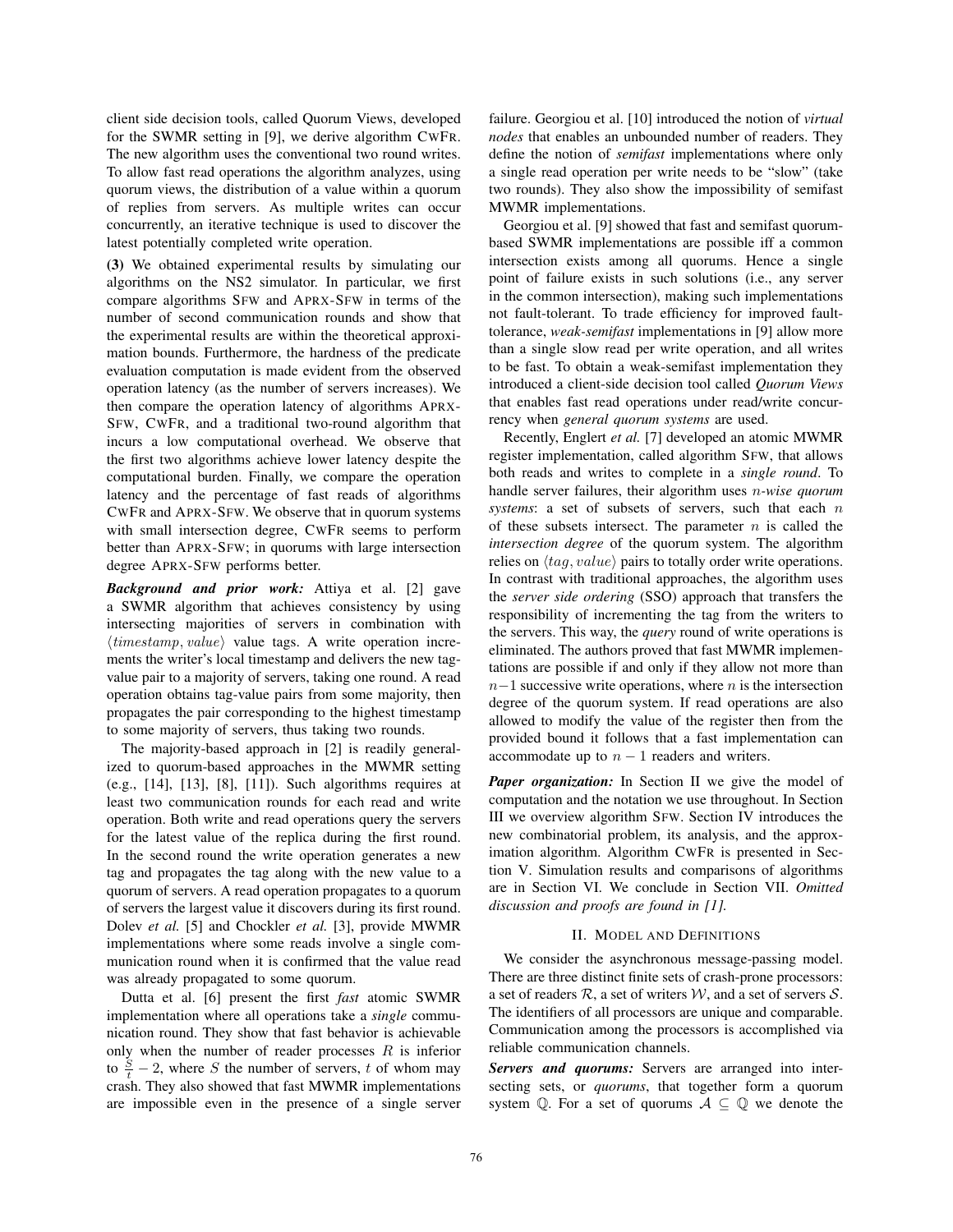client side decision tools, called Quorum Views, developed for the SWMR setting in [9], we derive algorithm CWFR. The new algorithm uses the conventional two round writes. To allow fast read operations the algorithm analyzes, using quorum views, the distribution of a value within a quorum of replies from servers. As multiple writes can occur concurrently, an iterative technique is used to discover the latest potentially completed write operation.

**(3)** We obtained experimental results by simulating our algorithms on the NS2 simulator. In particular, we first compare algorithms SFW and APRX-SFW in terms of the number of second communication rounds and show that the experimental results are within the theoretical approximation bounds. Furthermore, the hardness of the predicate evaluation computation is made evident from the observed operation latency (as the number of servers increases). We then compare the operation latency of algorithms APRX-SFW, CWFR, and a traditional two-round algorithm that incurs a low computational overhead. We observe that the first two algorithms achieve lower latency despite the computational burden. Finally, we compare the operation latency and the percentage of fast reads of algorithms CWFR and APRX-SFW. We observe that in quorum systems with small intersection degree, CWFR seems to perform better than APRX-SFW; in quorums with large intersection degree APRX-SFW performs better.

***Background and prior work:*** Attiya et al. [2] gave a SWMR algorithm that achieves consistency by using intersecting majorities of servers in combination with $\langle timestamp, value\rangle$ value tags. A write operation increments the writer's local timestamp and delivers the new tag-value pair to a majority of servers, taking one round. A read operation obtains tag-value pairs from some majority, then propagates the pair corresponding to the highest timestamp to some majority of servers, thus taking two rounds.

The majority-based approach in [2] is readily generalized to quorum-based approaches in the MWMR setting (e.g., [14], [13], [8], [11]). Such algorithms requires at least two communication rounds for each read and write operation. Both write and read operations query the servers for the latest value of the replica during the first round. In the second round the write operation generates a new tag and propagates the tag along with the new value to a quorum of servers. A read operation propagates to a quorum of servers the largest value it discovers during its first round. Dolev *et al.* [5] and Chockler *et al.* [3], provide MWMR implementations where some reads involve a single communication round when it is confirmed that the value read was already propagated to some quorum.

Dutta et al. [6] present the first *fast* atomic SWMR implementation where all operations take a *single* communication round. They show that fast behavior is achievable only when the number of reader processes $R$ is inferior to $\frac{S}{t} - 2$, where $S$ the number of servers, $t$ of whom may crash. They also showed that fast MWMR implementations are impossible even in the presence of a single server failure. Georgiou et al. [10] introduced the notion of *virtual nodes* that enables an unbounded number of readers. They define the notion of *semifast* implementations where only a single read operation per write needs to be "slow" (take two rounds). They also show the impossibility of semifast MWMR implementations.

Georgiou et al. [9] showed that fast and semifast quorum-based SWMR implementations are possible iff a common intersection exists among all quorums. Hence a single point of failure exists in such solutions (i.e., any server in the common intersection), making such implementations not fault-tolerant. To trade efficiency for improved fault-tolerance, *weak-semifast* implementations in [9] allow more than a single slow read per write operation, and all writes to be fast. To obtain a weak-semifast implementation they introduced a client-side decision tool called *Quorum Views* that enables fast read operations under read/write concurrency when *general quorum systems* are used.

Recently, Englert *et al.* [7] developed an atomic MWMR register implementation, called algorithm SFW, that allows both reads and writes to complete in a *single round*. To handle server failures, their algorithm uses $n$*-wise quorum systems*: a set of subsets of servers, such that each $n$ of these subsets intersect. The parameter $n$ is called the *intersection degree* of the quorum system. The algorithm relies on $\langle tag, value\rangle$ pairs to totally order write operations. In contrast with traditional approaches, the algorithm uses the *server side ordering* (SSO) approach that transfers the responsibility of incrementing the tag from the writers to the servers. This way, the *query* round of write operations is eliminated. The authors proved that fast MWMR implementations are possible if and only if they allow not more than $n-1$ successive write operations, where $n$ is the intersection degree of the quorum system. If read operations are also allowed to modify the value of the register then from the provided bound it follows that a fast implementation can accommodate up to $n-1$ readers and writers.

***Paper organization:*** In Section II we give the model of computation and the notation we use throughout. In Section III we overview algorithm SFW. Section IV introduces the new combinatorial problem, its analysis, and the approximation algorithm. Algorithm CWFR is presented in Section V. Simulation results and comparisons of algorithms are in Section VI. We conclude in Section VII. *Omitted discussion and proofs are found in [1].*

## II. Model and Definitions

We consider the asynchronous message-passing model. There are three distinct finite sets of crash-prone processors: a set of readers $\mathcal{R}$, a set of writers $\mathcal{W}$, and a set of servers $\mathcal{S}$. The identifiers of all processors are unique and comparable. Communication among the processors is accomplished via reliable communication channels.

***Servers and quorums:*** Servers are arranged into intersecting sets, or *quorums*, that together form a quorum system $\mathbb{Q}$. For a set of quorums $\mathcal{A} \subseteq \mathbb{Q}$ we denote the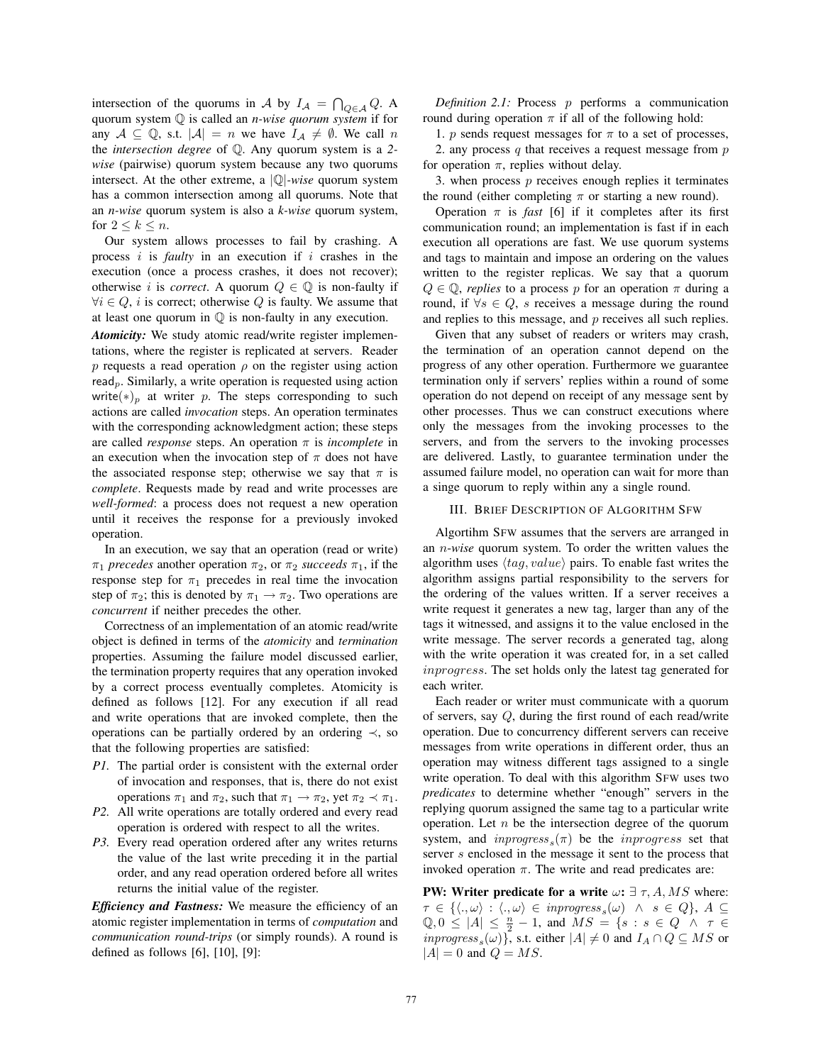intersection of the quorums in $\mathcal{A}$ by $I_{\mathcal{A}} = \bigcap_{Q \in \mathcal{A}} Q$. A quorum system $\mathbb{Q}$ is called an *n-wise quorum system* if for any $\mathcal{A} \subseteq \mathbb{Q}$, s.t. $|\mathcal{A}| = n$ we have $I_{\mathcal{A}} \neq \emptyset$. We call $n$ the *intersection degree* of $\mathbb{Q}$. Any quorum system is a *2-wise* (pairwise) quorum system because any two quorums intersect. At the other extreme, a $|\mathbb{Q}|$*-wise* quorum system has a common intersection among all quorums. Note that an *n-wise* quorum system is also a *k-wise* quorum system, for $2 \leq k \leq n$.

Our system allows processes to fail by crashing. A process $i$ is *faulty* in an execution if $i$ crashes in the execution (once a process crashes, it does not recover); otherwise $i$ is *correct*. A quorum $Q \in \mathbb{Q}$ is non-faulty if $\forall i \in Q$, $i$ is correct; otherwise $Q$ is faulty. We assume that at least one quorum in $\mathbb{Q}$ is non-faulty in any execution.

***Atomicity:*** We study atomic read/write register implementations, where the register is replicated at servers. Reader $p$ requests a read operation $\rho$ on the register using action $\mathsf{read}_p$. Similarly, a write operation is requested using action $\mathsf{write}(*)_p$ at writer $p$. The steps corresponding to such actions are called *invocation* steps. An operation terminates with the corresponding acknowledgment action; these steps are called *response* steps. An operation $\pi$ is *incomplete* in an execution when the invocation step of $\pi$ does not have the associated response step; otherwise we say that $\pi$ is *complete*. Requests made by read and write processes are *well-formed*: a process does not request a new operation until it receives the response for a previously invoked operation.

In an execution, we say that an operation (read or write) $\pi_1$ *precedes* another operation $\pi_2$, or $\pi_2$ *succeeds* $\pi_1$, if the response step for $\pi_1$ precedes in real time the invocation step of $\pi_2$; this is denoted by $\pi_1 \rightarrow \pi_2$. Two operations are *concurrent* if neither precedes the other.

Correctness of an implementation of an atomic read/write object is defined in terms of the *atomicity* and *termination* properties. Assuming the failure model discussed earlier, the termination property requires that any operation invoked by a correct process eventually completes. Atomicity is defined as follows [12]. For any execution if all read and write operations that are invoked complete, then the operations can be partially ordered by an ordering $\prec$, so that the following properties are satisfied:

- *P1.* The partial order is consistent with the external order of invocation and responses, that is, there do not exist operations $\pi_1$ and $\pi_2$, such that $\pi_1 \rightarrow \pi_2$, yet $\pi_2 \prec \pi_1$.
- *P2.* All write operations are totally ordered and every read operation is ordered with respect to all the writes.
- *P3.* Every read operation ordered after any writes returns the value of the last write preceding it in the partial order, and any read operation ordered before all writes returns the initial value of the register.

***Efficiency and Fastness:*** We measure the efficiency of an atomic register implementation in terms of *computation* and *communication round-trips* (or simply rounds). A round is defined as follows [6], [10], [9]:

*Definition 2.1:* Process $p$ performs a communication round during operation $\pi$ if all of the following hold:

1. $p$ sends request messages for $\pi$ to a set of processes,
2. any process $q$ that receives a request message from $p$ for operation $\pi$, replies without delay.
3. when process $p$ receives enough replies it terminates the round (either completing $\pi$ or starting a new round).

Operation $\pi$ is *fast* [6] if it completes after its first communication round; an implementation is fast if in each execution all operations are fast. We use quorum systems and tags to maintain and impose an ordering on the values written to the register replicas. We say that a quorum $Q \in \mathbb{Q}$, *replies* to a process $p$ for an operation $\pi$ during a round, if $\forall s \in Q$, $s$ receives a message during the round and replies to this message, and $p$ receives all such replies.

Given that any subset of readers or writers may crash, the termination of an operation cannot depend on the progress of any other operation. Furthermore we guarantee termination only if servers' replies within a round of some operation do not depend on receipt of any message sent by other processes. Thus we can construct executions where only the messages from the invoking processes to the servers, and from the servers to the invoking processes are delivered. Lastly, to guarantee termination under the assumed failure model, no operation can wait for more than a singe quorum to reply within any a single round.

## III. Brief Description of Algorithm SFW

Algortihm SFW assumes that the servers are arranged in an *n-wise* quorum system. To order the written values the algorithm uses $\langle tag, value \rangle$ pairs. To enable fast writes the algorithm assigns partial responsibility to the servers for the ordering of the values written. If a server receives a write request it generates a new tag, larger than any of the tags it witnessed, and assigns it to the value enclosed in the write message. The server records a generated tag, along with the write operation it was created for, in a set called $inprogress$. The set holds only the latest tag generated for each writer.

Each reader or writer must communicate with a quorum of servers, say $Q$, during the first round of each read/write operation. Due to concurrency different servers can receive messages from write operations in different order, thus an operation may witness different tags assigned to a single write operation. To deal with this algorithm SFW uses two *predicates* to determine whether "enough" servers in the replying quorum assigned the same tag to a particular write operation. Let $n$ be the intersection degree of the quorum system, and $inprogress_s(\pi)$ be the $inprogress$ set that server $s$ enclosed in the message it sent to the process that invoked operation $\pi$. The write and read predicates are:

**PW: Writer predicate for a write** $\omega$**:** $\exists\ \tau, A, MS$ where: $\tau \in \{\langle ., \omega \rangle : \langle ., \omega \rangle \in inprogress_s(\omega)\ \wedge\ s \in Q\}$, $A \subseteq \mathbb{Q}, 0 \leq |A| \leq \frac{n}{2} - 1$, and $MS = \{s : s \in Q\ \wedge\ \tau \in inprogress_s(\omega)\}$, s.t. either $|A| \neq 0$ and $I_A \cap Q \subseteq MS$ or $|A| = 0$ and $Q = MS$.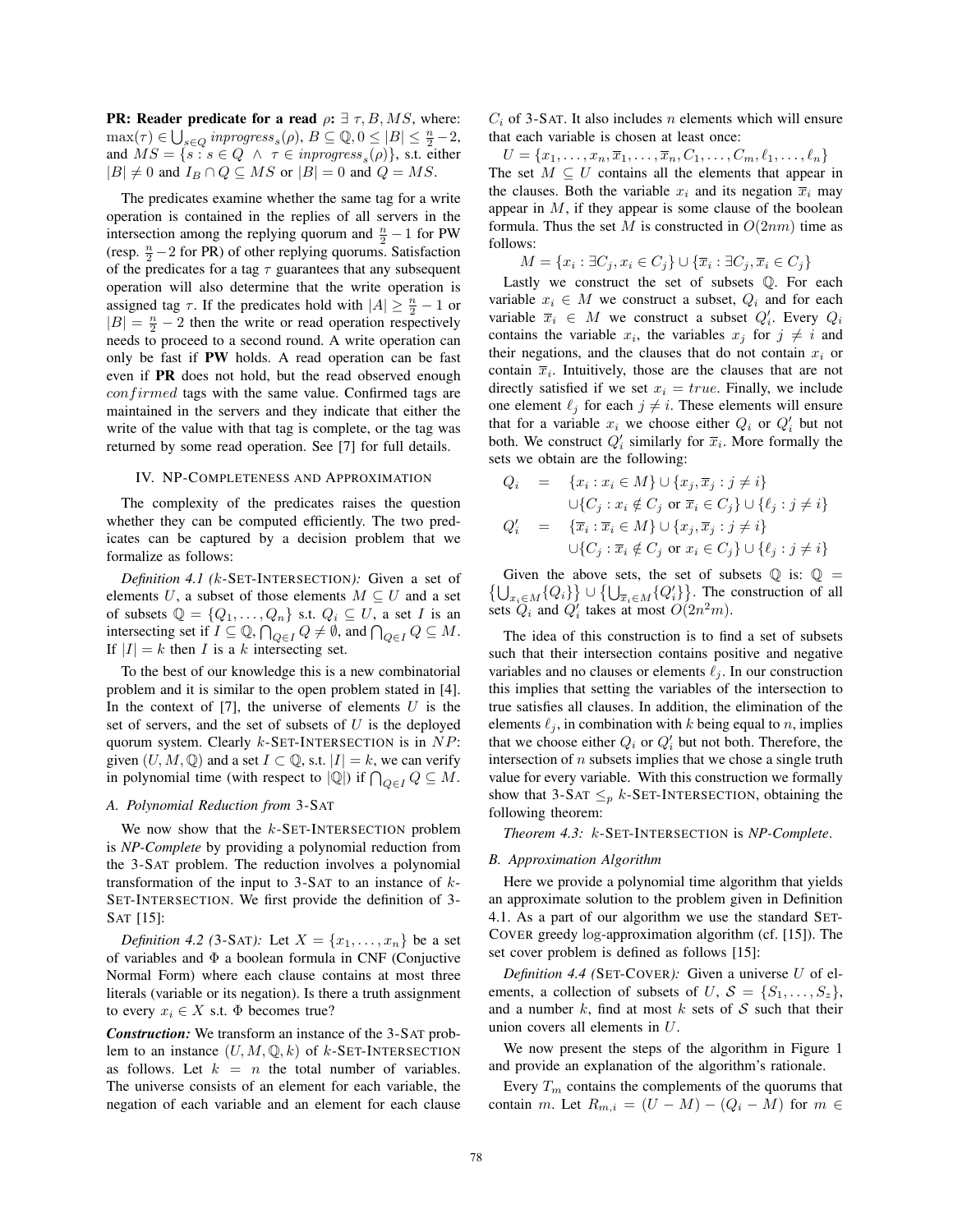**PR: Reader predicate for a read** $\rho$**:** $\exists\ \tau, B, MS$, where: $\max(\tau) \in \bigcup_{s \in Q} inprogress_s(\rho)$, $B \subseteq \mathbb{Q}, 0 \leq |B| \leq \frac{n}{2}-2$, and $MS = \{s : s \in Q \ \wedge \ \tau \in inprogress_s(\rho)\}$, s.t. either $|B| \neq 0$ and $I_B \cap Q \subseteq MS$ or $|B| = 0$ and $Q = MS$.

The predicates examine whether the same tag for a write operation is contained in the replies of all servers in the intersection among the replying quorum and $\frac{n}{2}-1$ for PW (resp. $\frac{n}{2}-2$ for PR) of other replying quorums. Satisfaction of the predicates for a tag $\tau$ guarantees that any subsequent operation will also determine that the write operation is assigned tag $\tau$. If the predicates hold with $|A| \geq \frac{n}{2}-1$ or $|B| = \frac{n}{2}-2$ then the write or read operation respectively needs to proceed to a second round. A write operation can only be fast if **PW** holds. A read operation can be fast even if **PR** does not hold, but the read observed enough *confirmed* tags with the same value. Confirmed tags are maintained in the servers and they indicate that either the write of the value with that tag is complete, or the tag was returned by some read operation. See [7] for full details.

## IV. NP-Completeness and Approximation

The complexity of the predicates raises the question whether they can be computed efficiently. The two predicates can be captured by a decision problem that we formalize as follows:

*Definition 4.1 ($k$-Set-Intersection):* Given a set of elements $U$, a subset of those elements $M \subseteq U$ and a set of subsets $\mathbb{Q} = \{Q_1, \ldots, Q_n\}$ s.t. $Q_i \subseteq U$, a set $I$ is an intersecting set if $I \subseteq \mathbb{Q}$, $\bigcap_{Q \in I} Q \neq \emptyset$, and $\bigcap_{Q \in I} Q \subseteq M$. If $|I| = k$ then $I$ is a $k$ intersecting set.

To the best of our knowledge this is a new combinatorial problem and it is similar to the open problem stated in [4]. In the context of [7], the universe of elements $U$ is the set of servers, and the set of subsets of $U$ is the deployed quorum system. Clearly $k$-Set-Intersection is in $NP$: given $(U, M, \mathbb{Q})$ and a set $I \subset \mathbb{Q}$, s.t. $|I| = k$, we can verify in polynomial time (with respect to $|\mathbb{Q}|$) if $\bigcap_{Q \in I} Q \subseteq M$.

### A. Polynomial Reduction from 3-Sat

We now show that the $k$-Set-Intersection problem is *NP-Complete* by providing a polynomial reduction from the 3-Sat problem. The reduction involves a polynomial transformation of the input to 3-Sat to an instance of $k$-Set-Intersection. We first provide the definition of 3-Sat [15]:

*Definition 4.2 (3-Sat):* Let $X = \{x_1, \ldots, x_n\}$ be a set of variables and $\Phi$ a boolean formula in CNF (Conjuctive Normal Form) where each clause contains at most three literals (variable or its negation). Is there a truth assignment to every $x_i \in X$ s.t. $\Phi$ becomes true?

***Construction:*** We transform an instance of the 3-Sat problem to an instance $(U, M, \mathbb{Q}, k)$ of $k$-Set-Intersection as follows. Let $k = n$ the total number of variables. The universe consists of an element for each variable, the negation of each variable and an element for each clause $C_i$ of 3-Sat. It also includes $n$ elements which will ensure that each variable is chosen at least once:

$$U = \{x_1, \ldots, x_n, \overline{x}_1, \ldots, \overline{x}_n, C_1, \ldots, C_m, \ell_1, \ldots, \ell_n\}$$

The set $M \subseteq U$ contains all the elements that appear in the clauses. Both the variable $x_i$ and its negation $\overline{x}_i$ may appear in $M$, if they appear is some clause of the boolean formula. Thus the set $M$ is constructed in $O(2nm)$ time as follows:

$$M = \{x_i : \exists C_j, x_i \in C_j\} \cup \{\overline{x}_i : \exists C_j, \overline{x}_i \in C_j\}$$

Lastly we construct the set of subsets $\mathbb{Q}$. For each variable $x_i \in M$ we construct a subset, $Q_i$ and for each variable $\overline{x}_i \in M$ we construct a subset $Q'_i$. Every $Q_i$ contains the variable $x_i$, the variables $x_j$ for $j \neq i$ and their negations, and the clauses that do not contain $x_i$ or contain $\overline{x}_i$. Intuitively, those are the clauses that are not directly satisfied if we set $x_i = true$. Finally, we include one element $\ell_j$ for each $j \neq i$. These elements will ensure that for a variable $x_i$ we choose either $Q_i$ or $Q'_i$ but not both. We construct $Q'_i$ similarly for $\overline{x}_i$. More formally the sets we obtain are the following:

$$\begin{aligned} Q_i &= \{x_i : x_i \in M\} \cup \{x_j, \overline{x}_j : j \neq i\} \\ &\quad \cup \{C_j : x_i \notin C_j \text{ or } \overline{x}_i \in C_j\} \cup \{\ell_j : j \neq i\} \\ Q'_i &= \{\overline{x}_i : \overline{x}_i \in M\} \cup \{x_j, \overline{x}_j : j \neq i\} \\ &\quad \cup \{C_j : \overline{x}_i \notin C_j \text{ or } x_i \in C_j\} \cup \{\ell_j : j \neq i\} \end{aligned}$$

Given the above sets, the set of subsets $\mathbb{Q}$ is: $\mathbb{Q} = \left\{\bigcup_{x_i \in M}\{Q_i\}\right\} \cup \left\{\bigcup_{\overline{x}_i \in M}\{Q'_i\}\right\}$. The construction of all sets $Q_i$ and $Q'_i$ takes at most $O(2n^2 m)$.

The idea of this construction is to find a set of subsets such that their intersection contains positive and negative variables and no clauses or elements $\ell_j$. In our construction this implies that setting the variables of the intersection to true satisfies all clauses. In addition, the elimination of the elements $\ell_j$, in combination with $k$ being equal to $n$, implies that we choose either $Q_i$ or $Q'_i$ but not both. Therefore, the intersection of $n$ subsets implies that we chose a single truth value for every variable. With this construction we formally show that 3-Sat $\leq_p$ $k$-Set-Intersection, obtaining the following theorem:

*Theorem 4.3:* $k$-Set-Intersection is *NP-Complete*.

### B. Approximation Algorithm

Here we provide a polynomial time algorithm that yields an approximate solution to the problem given in Definition 4.1. As a part of our algorithm we use the standard Set-Cover greedy $\log$-approximation algorithm (cf. [15]). The set cover problem is defined as follows [15]:

*Definition 4.4 (Set-Cover):* Given a universe $U$ of elements, a collection of subsets of $U$, $\mathcal{S} = \{S_1, \ldots, S_z\}$, and a number $k$, find at most $k$ sets of $\mathcal{S}$ such that their union covers all elements in $U$.

We now present the steps of the algorithm in Figure 1 and provide an explanation of the algorithm's rationale.

Every $T_m$ contains the complements of the quorums that contain $m$. Let $R_{m,i} = (U - M) - (Q_i - M)$ for $m \in$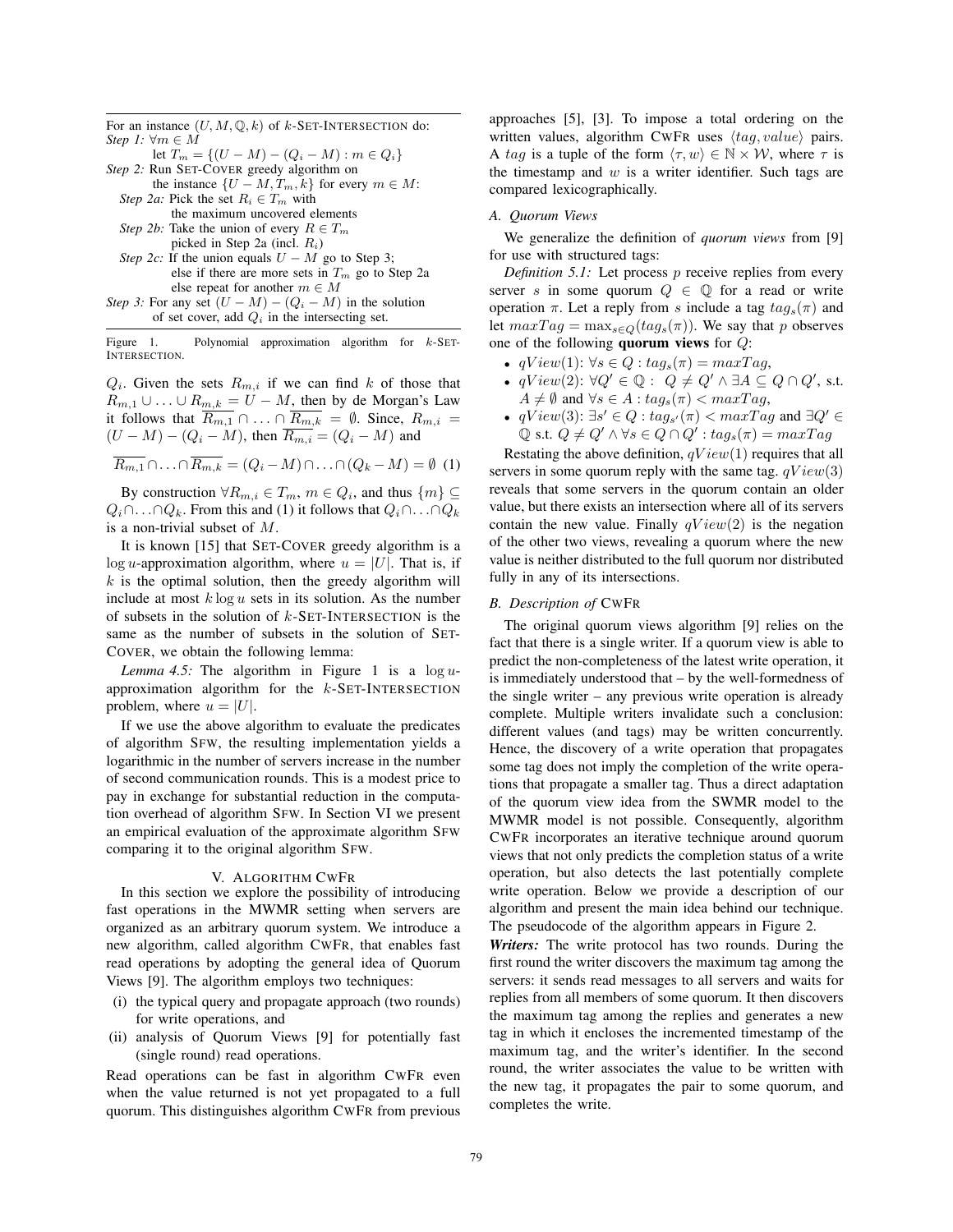For an instance $(U, M, \mathbb{Q}, k)$ of $k$-SET-INTERSECTION do:
*Step 1:* $\forall m \in M$
let $T_m = \{(U - M) - (Q_i - M) : m \in Q_i\}$
*Step 2:* Run SET-COVER greedy algorithm on
the instance $\{U - M, T_m, k\}$ for every $m \in M$:
*Step 2a:* Pick the set $R_i \in T_m$ with
the maximum uncovered elements
*Step 2b:* Take the union of every $R \in T_m$
picked in Step 2a (incl. $R_i$)
*Step 2c:* If the union equals $U - M$ go to Step 3;
else if there are more sets in $T_m$ go to Step 2a
else repeat for another $m \in M$
*Step 3:* For any set $(U - M) - (Q_i - M)$ in the solution
of set cover, add $Q_i$ in the intersecting set.

Figure 1. Polynomial approximation algorithm for $k$-SET-INTERSECTION.

$Q_i$. Given the sets $R_{m,i}$ if we can find $k$ of those that $R_{m,1} \cup \ldots \cup R_{m,k} = U - M$, then by de Morgan's Law it follows that $\overline{R_{m,1}} \cap \ldots \cap \overline{R_{m,k}} = \emptyset$. Since, $R_{m,i} = (U - M) - (Q_i - M)$, then $\overline{R_{m,i}} = (Q_i - M)$ and

$$\overline{R_{m,1}} \cap \ldots \cap \overline{R_{m,k}} = (Q_i - M) \cap \ldots \cap (Q_k - M) = \emptyset \quad (1)$$

By construction $\forall R_{m,i} \in T_m$, $m \in Q_i$, and thus $\{m\} \subseteq Q_i \cap \ldots \cap Q_k$. From this and (1) it follows that $Q_i \cap \ldots \cap Q_k$ is a non-trivial subset of $M$.

It is known [15] that SET-COVER greedy algorithm is a $\log u$-approximation algorithm, where $u = |U|$. That is, if $k$ is the optimal solution, then the greedy algorithm will include at most $k \log u$ sets in its solution. As the number of subsets in the solution of $k$-SET-INTERSECTION is the same as the number of subsets in the solution of SET-COVER, we obtain the following lemma:

*Lemma 4.5:* The algorithm in Figure 1 is a $\log u$-approximation algorithm for the $k$-SET-INTERSECTION problem, where $u = |U|$.

If we use the above algorithm to evaluate the predicates of algorithm SFW, the resulting implementation yields a logarithmic in the number of servers increase in the number of second communication rounds. This is a modest price to pay in exchange for substantial reduction in the computation overhead of algorithm SFW. In Section VI we present an empirical evaluation of the approximate algorithm SFW comparing it to the original algorithm SFW.

## V. ALGORITHM CWFR

In this section we explore the possibility of introducing fast operations in the MWMR setting when servers are organized as an arbitrary quorum system. We introduce a new algorithm, called algorithm CWFR, that enables fast read operations by adopting the general idea of Quorum Views [9]. The algorithm employs two techniques:

(i) the typical query and propagate approach (two rounds) for write operations, and
(ii) analysis of Quorum Views [9] for potentially fast (single round) read operations.

Read operations can be fast in algorithm CWFR even when the value returned is not yet propagated to a full quorum. This distinguishes algorithm CWFR from previous approaches [5], [3]. To impose a total ordering on the written values, algorithm CWFR uses $\langle tag, value \rangle$ pairs. A $tag$ is a tuple of the form $\langle \tau, w \rangle \in \mathbb{N} \times \mathcal{W}$, where $\tau$ is the timestamp and $w$ is a writer identifier. Such tags are compared lexicographically.

### A. Quorum Views

We generalize the definition of *quorum views* from [9] for use with structured tags:

*Definition 5.1:* Let process $p$ receive replies from every server $s$ in some quorum $Q \in \mathbb{Q}$ for a read or write operation $\pi$. Let a reply from $s$ include a tag $tag_s(\pi)$ and let $maxTag = \max_{s \in Q}(tag_s(\pi))$. We say that $p$ observes one of the following **quorum views** for $Q$:

- $qView(1)$: $\forall s \in Q : tag_s(\pi) = maxTag$,
- $qView(2)$: $\forall Q' \in \mathbb{Q} : \; Q \neq Q' \wedge \exists A \subseteq Q \cap Q'$, s.t. $A \neq \emptyset$ and $\forall s \in A : tag_s(\pi) < maxTag$,
- $qView(3)$: $\exists s' \in Q : tag_{s'}(\pi) < maxTag$ and $\exists Q' \in \mathbb{Q}$ s.t. $Q \neq Q' \wedge \forall s \in Q \cap Q' : tag_s(\pi) = maxTag$

Restating the above definition, $qView(1)$ requires that all servers in some quorum reply with the same tag. $qView(3)$ reveals that some servers in the quorum contain an older value, but there exists an intersection where all of its servers contain the new value. Finally $qView(2)$ is the negation of the other two views, revealing a quorum where the new value is neither distributed to the full quorum nor distributed fully in any of its intersections.

### B. Description of CWFR

The original quorum views algorithm [9] relies on the fact that there is a single writer. If a quorum view is able to predict the non-completeness of the latest write operation, it is immediately understood that – by the well-formedness of the single writer – any previous write operation is already complete. Multiple writers invalidate such a conclusion: different values (and tags) may be written concurrently. Hence, the discovery of a write operation that propagates some tag does not imply the completion of the write operations that propagate a smaller tag. Thus a direct adaptation of the quorum view idea from the SWMR model to the MWMR model is not possible. Consequently, algorithm CWFR incorporates an iterative technique around quorum views that not only predicts the completion status of a write operation, but also detects the last potentially complete write operation. Below we provide a description of our algorithm and present the main idea behind our technique. The pseudocode of the algorithm appears in Figure 2.

***Writers:*** The write protocol has two rounds. During the first round the writer discovers the maximum tag among the servers: it sends read messages to all servers and waits for replies from all members of some quorum. It then discovers the maximum tag among the replies and generates a new tag in which it encloses the incremented timestamp of the maximum tag, and the writer's identifier. In the second round, the writer associates the value to be written with the new tag, it propagates the pair to some quorum, and completes the write.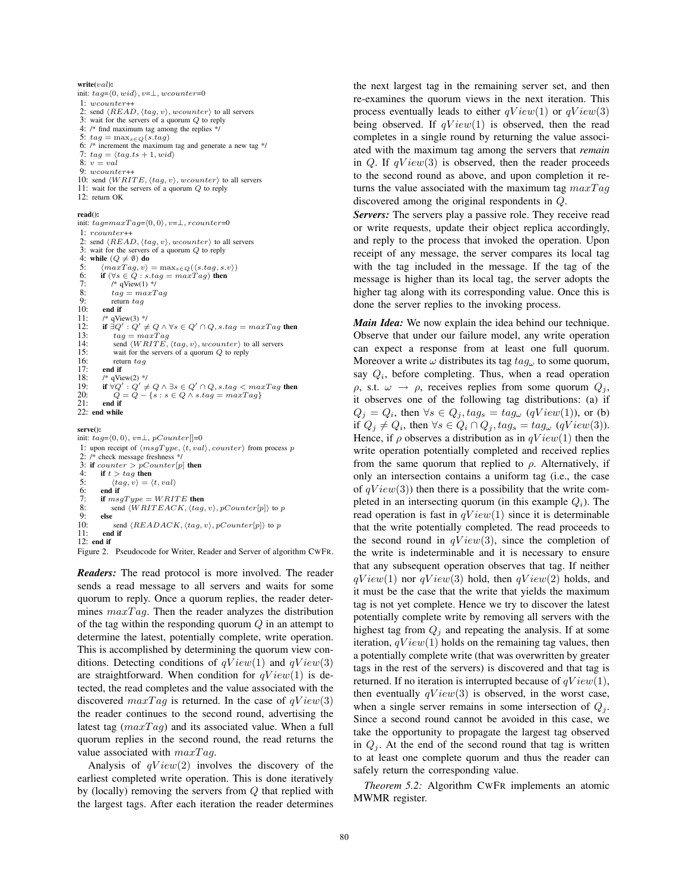```
write(val):
init: tag=⟨0, wid⟩, v=⊥, wcounter=0
 1: wcounter++
 2: send ⟨READ, ⟨tag, v⟩, wcounter⟩ to all servers
 3: wait for the servers of a quorum Q to reply
 4: /* find maximum tag among the replies */
 5: tag = max_{s∈Q}(s.tag)
 6: /* increment the maximum tag and generate a new tag */
 7: tag = ⟨tag.ts + 1, wid⟩
 8: v = val
 9: wcounter++
10: send ⟨WRITE, ⟨tag, v⟩, wcounter⟩ to all servers
11: wait for the servers of a quorum Q to reply
12: return OK

read():
init: tag=maxTag=⟨0, 0⟩, v=⊥, rcounter=0
 1: rcounter++
 2: send ⟨READ, ⟨tag, v⟩, wcounter⟩ to all servers
 3: wait for the servers of a quorum Q to reply
 4: while (Q ≠ ∅) do
 5:     ⟨maxTag, v⟩ = max_{s∈Q}(⟨s.tag, s.v⟩)
 6:     if (∀s ∈ Q : s.tag = maxTag) then
 7:         /* qView(1) */
 8:         tag = maxTag
 9:         return tag
10:     end if
11:     /* qView(3) */
12:     if ∃Q' : Q' ≠ Q ∧ ∀s ∈ Q' ∩ Q, s.tag = maxTag then
13:         tag = maxTag
14:         send ⟨WRITE, ⟨tag, v⟩, wcounter⟩ to all servers
15:         wait for the servers of a quorum Q to reply
16:         return tag
17:     end if
18:     /* qView(2) */
19:     if ∀Q' : Q' ≠ Q ∧ ∃s ∈ Q' ∩ Q, s.tag < maxTag then
20:         Q = Q − {s : s ∈ Q ∧ s.tag = maxTag}
21:     end if
22: end while

serve():
init: tag=⟨0, 0⟩, v=⊥, pCounter[]=0
 1: upon receipt of ⟨msgType, ⟨t, val⟩, counter⟩ from process p
 2: /* check message freshness */
 3: if counter > pCounter[p] then
 4:     if t > tag then
 5:         ⟨tag, v⟩ = ⟨t, val⟩
 6:     end if
 7:     if msgType = WRITE then
 8:         send ⟨WRITEACK, ⟨tag, v⟩, pCounter[p]⟩ to p
 9:     else
10:         send ⟨READACK, ⟨tag, v⟩, pCounter[p]⟩ to p
11:     end if
12: end if
```

Figure 2. Pseudocode for Writer, Reader and Server of algorithm CWFR.

***Readers:*** The read protocol is more involved. The reader sends a read message to all servers and waits for some quorum to reply. Once a quorum replies, the reader determines $maxTag$. Then the reader analyzes the distribution of the tag within the responding quorum $Q$ in an attempt to determine the latest, potentially complete, write operation. This is accomplished by determining the quorum view conditions. Detecting conditions of $qView(1)$ and $qView(3)$ are straightforward. When condition for $qView(1)$ is detected, the read completes and the value associated with the discovered $maxTag$ is returned. In the case of $qView(3)$ the reader continues to the second round, advertising the latest tag ($maxTag$) and its associated value. When a full quorum replies in the second round, the read returns the value associated with $maxTag$.

Analysis of $qView(2)$ involves the discovery of the earliest completed write operation. This is done iteratively by (locally) removing the servers from $Q$ that replied with the largest tags. After each iteration the reader determines the next largest tag in the remaining server set, and then re-examines the quorum views in the next iteration. This process eventually leads to either $qView(1)$ or $qView(3)$ being observed. If $qView(1)$ is observed, then the read completes in a single round by returning the value associated with the maximum tag among the servers that *remain* in $Q$. If $qView(3)$ is observed, then the reader proceeds to the second round as above, and upon completion it returns the value associated with the maximum tag $maxTag$ discovered among the original respondents in $Q$.

***Servers:*** The servers play a passive role. They receive read or write requests, update their object replica accordingly, and reply to the process that invoked the operation. Upon receipt of any message, the server compares its local tag with the tag included in the message. If the tag of the message is higher than its local tag, the server adopts the higher tag along with its corresponding value. Once this is done the server replies to the invoking process.

***Main Idea:*** We now explain the idea behind our technique. Observe that under our failure model, any write operation can expect a response from at least one full quorum. Moreover a write $\omega$ distributes its tag $tag_\omega$ to some quorum, say $Q_i$, before completing. Thus, when a read operation $\rho$, s.t. $\omega \rightarrow \rho$, receives replies from some quorum $Q_j$, it observes one of the following tag distributions: (a) if $Q_j = Q_i$, then $\forall s \in Q_j, tag_s = tag_\omega$ ($qView(1)$), or (b) if $Q_j \neq Q_i$, then $\forall s \in Q_i \cap Q_j, tag_s = tag_\omega$ ($qView(3)$). Hence, if $\rho$ observes a distribution as in $qView(1)$ then the write operation potentially completed and received replies from the same quorum that replied to $\rho$. Alternatively, if only an intersection contains a uniform tag (i.e., the case of $qView(3)$) then there is a possibility that the write completed in an intersecting quorum (in this example $Q_i$). The read operation is fast in $qView(1)$ since it is determinable that the write potentially completed. The read proceeds to the second round in $qView(3)$, since the completion of the write is indeterminable and it is necessary to ensure that any subsequent operation observes that tag. If neither $qView(1)$ nor $qView(3)$ hold, then $qView(2)$ holds, and it must be the case that the write that yields the maximum tag is not yet complete. Hence we try to discover the latest potentially complete write by removing all servers with the highest tag from $Q_j$ and repeating the analysis. If at some iteration, $qView(1)$ holds on the remaining tag values, then a potentially complete write (that was overwritten by greater tags in the rest of the servers) is discovered and that tag is returned. If no iteration is interrupted because of $qView(1)$, then eventually $qView(3)$ is observed, in the worst case, when a single server remains in some intersection of $Q_j$. Since a second round cannot be avoided in this case, we take the opportunity to propagate the largest tag observed in $Q_j$. At the end of the second round that tag is written to at least one complete quorum and thus the reader can safely return the corresponding value.

*Theorem 5.2:* Algorithm CWFR implements an atomic MWMR register.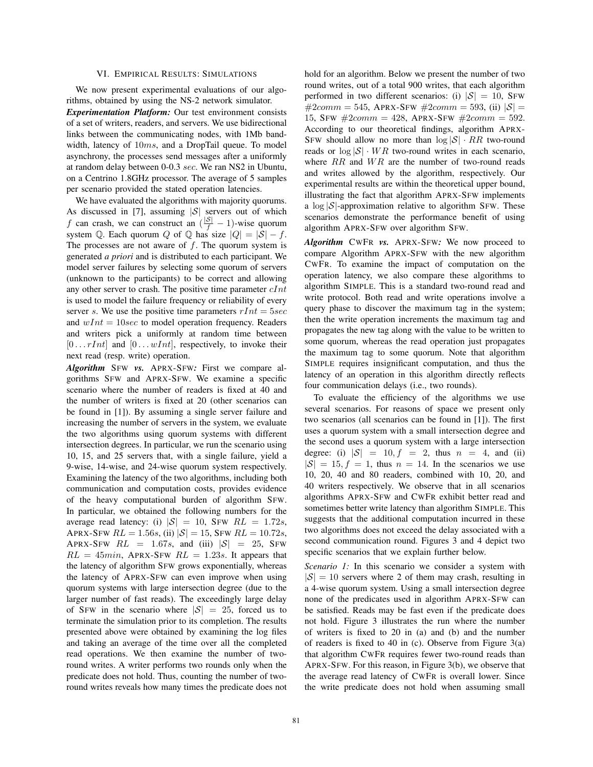## VI. Empirical Results: Simulations

We now present experimental evaluations of our algorithms, obtained by using the NS-2 network simulator.

***Experimentation Platform:*** Our test environment consists of a set of writers, readers, and servers. We use bidirectional links between the communicating nodes, with 1Mb bandwidth, latency of $10ms$, and a DropTail queue. To model asynchrony, the processes send messages after a uniformly at random delay between 0-0.3 $sec$. We ran NS2 in Ubuntu, on a Centrino 1.8GHz processor. The average of 5 samples per scenario provided the stated operation latencies.

We have evaluated the algorithms with majority quorums. As discussed in [7], assuming $|\mathcal{S}|$ servers out of which $f$ can crash, we can construct an $(\frac{|\mathcal{S}|}{f} - 1)$-wise quorum system $\mathbb{Q}$. Each quorum $Q$ of $\mathbb{Q}$ has size $|Q| = |\mathcal{S}| - f$. The processes are not aware of $f$. The quorum system is generated *a priori* and is distributed to each participant. We model server failures by selecting some quorum of servers (unknown to the participants) to be correct and allowing any other server to crash. The positive time parameter $cInt$ is used to model the failure frequency or reliability of every server $s$. We use the positive time parameters $rInt = 5sec$ and $wInt = 10sec$ to model operation frequency. Readers and writers pick a uniformly at random time between $[0 \dots rInt]$ and $[0 \dots wInt]$, respectively, to invoke their next read (resp. write) operation.

***Algorithm*** **SFW *vs.*** **APRX-SFW*:*** First we compare algorithms SFW and APRX-SFW. We examine a specific scenario where the number of readers is fixed at 40 and the number of writers is fixed at 20 (other scenarios can be found in [1]). By assuming a single server failure and increasing the number of servers in the system, we evaluate the two algorithms using quorum systems with different intersection degrees. In particular, we run the scenario using 10, 15, and 25 servers that, with a single failure, yield a 9-wise, 14-wise, and 24-wise quorum system respectively. Examining the latency of the two algorithms, including both communication and computation costs, provides evidence of the heavy computational burden of algorithm SFW. In particular, we obtained the following numbers for the average read latency: (i) $|\mathcal{S}| = 10$, SFW $RL = 1.72s$, APRX-SFW $RL = 1.56s$, (ii) $|\mathcal{S}| = 15$, SFW $RL = 10.72s$, APRX-SFW $RL = 1.67s$, and (iii) $|\mathcal{S}| = 25$, SFW $RL = 45min$, APRX-SFW $RL = 1.23s$. It appears that the latency of algorithm SFW grows exponentially, whereas the latency of APRX-SFW can even improve when using quorum systems with large intersection degree (due to the larger number of fast reads). The exceedingly large delay of SFW in the scenario where $|\mathcal{S}| = 25$, forced us to terminate the simulation prior to its completion. The results presented above were obtained by examining the log files and taking an average of the time over all the completed read operations. We then examine the number of two-round writes. A writer performs two rounds only when the predicate does not hold. Thus, counting the number of two-round writes reveals how many times the predicate does not hold for an algorithm. Below we present the number of two round writes, out of a total 900 writes, that each algorithm performed in two different scenarios: (i) $|\mathcal{S}| = 10$, SFW $\#2comm = 545$, APRX-SFW $\#2comm = 593$, (ii) $|\mathcal{S}| = 15$, SFW $\#2comm = 428$, APRX-SFW $\#2comm = 592$. According to our theoretical findings, algorithm APRX-SFW should allow no more than $\log |\mathcal{S}| \cdot RR$ two-round reads or $\log |\mathcal{S}| \cdot WR$ two-round writes in each scenario, where $RR$ and $WR$ are the number of two-round reads and writes allowed by the algorithm, respectively. Our experimental results are within the theoretical upper bound, illustrating the fact that algorithm APRX-SFW implements a $\log |\mathcal{S}|$-approximation relative to algorithm SFW. These scenarios demonstrate the performance benefit of using algorithm APRX-SFW over algorithm SFW.

***Algorithm*** **CWFR *vs.*** **APRX-SFW*:*** We now proceed to compare Algorithm APRX-SFW with the new algorithm CWFR. To examine the impact of computation on the operation latency, we also compare these algorithms to algorithm SIMPLE. This is a standard two-round read and write protocol. Both read and write operations involve a query phase to discover the maximum tag in the system; then the write operation increments the maximum tag and propagates the new tag along with the value to be written to some quorum, whereas the read operation just propagates the maximum tag to some quorum. Note that algorithm SIMPLE requires insignificant computation, and thus the latency of an operation in this algorithm directly reflects four communication delays (i.e., two rounds).

To evaluate the efficiency of the algorithms we use several scenarios. For reasons of space we present only two scenarios (all scenarios can be found in [1]). The first uses a quorum system with a small intersection degree and the second uses a quorum system with a large intersection degree: (i) $|\mathcal{S}| = 10, f = 2$, thus $n = 4$, and (ii) $|\mathcal{S}| = 15, f = 1$, thus $n = 14$. In the scenarios we use 10, 20, 40 and 80 readers, combined with 10, 20, and 40 writers respectively. We observe that in all scenarios algorithms APRX-SFW and CWFR exhibit better read and sometimes better write latency than algorithm SIMPLE. This suggests that the additional computation incurred in these two algorithms does not exceed the delay associated with a second communication round. Figures 3 and 4 depict two specific scenarios that we explain further below.

*Scenario 1:* In this scenario we consider a system with $|\mathcal{S}| = 10$ servers where 2 of them may crash, resulting in a 4-wise quorum system. Using a small intersection degree none of the predicates used in algorithm APRX-SFW can be satisfied. Reads may be fast even if the predicate does not hold. Figure 3 illustrates the run where the number of writers is fixed to 20 in (a) and (b) and the number of readers is fixed to 40 in (c). Observe from Figure 3(a) that algorithm CWFR requires fewer two-round reads than APRX-SFW. For this reason, in Figure 3(b), we observe that the average read latency of CWFR is overall lower. Since the write predicate does not hold when assuming small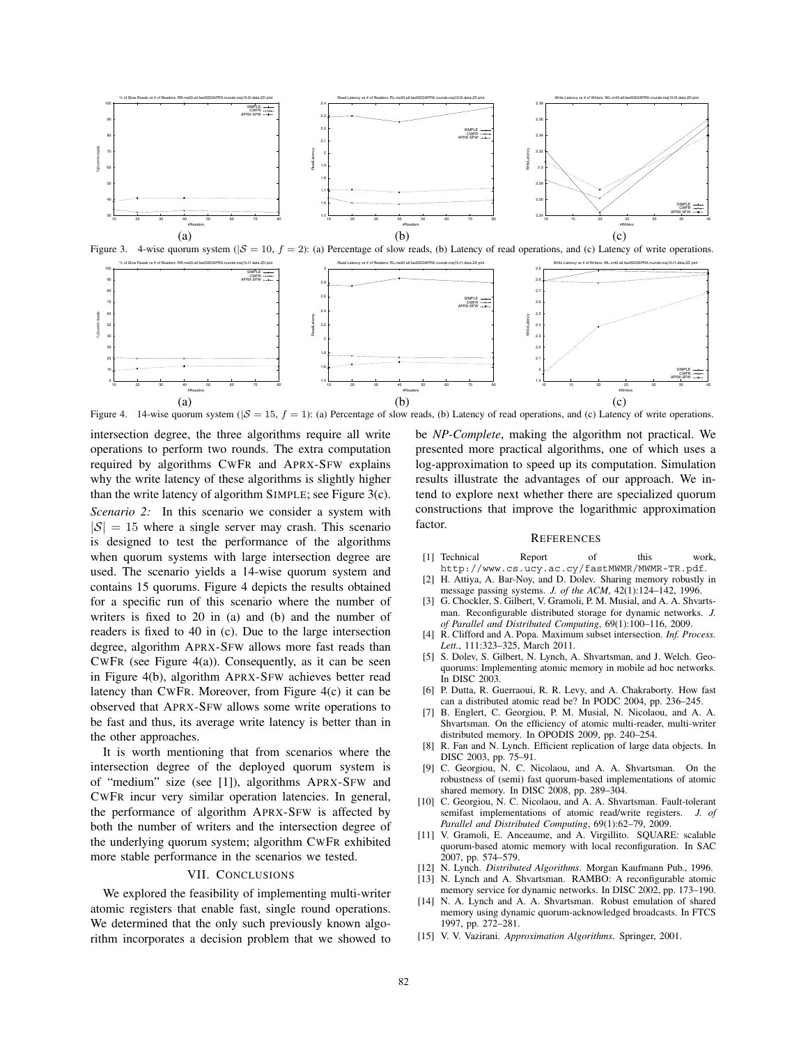% of Slow Reads vs # of Readers: RR.rw20.all.fastSSOAPRX.rounds.maj10.f2.data.2D plot

Read Latency vs # of Readers: RL.rw20.all.fastSSOAPRX.rounds.maj10.f2.data.2D plot

Write Latency vs # of Writers: WL.rr40.all.fastSSOAPRX.rounds.maj10.f2.data.2D plot

(a) (b) (c)

Figure 3. 4-wise quorum system ($|\mathcal{S} = 10$, $f = 2$): (a) Percentage of slow reads, (b) Latency of read operations, and (c) Latency of write operations.

% of Slow Reads vs # of Readers: RR.rw20.all.fastSSOAPRX.rounds.maj15.f1.data.2D plot

Read Latency vs # of Readers: RL.rw20.all.fastSSOAPRX.rounds.maj15.f1.data.2D plot

Write Latency vs # of Writers: WL.rr40.all.fastSSOAPRX.rounds.maj15.f1.data.2D plot

(a) (b) (c)

Figure 4. 14-wise quorum system ($|\mathcal{S} = 15$, $f = 1$): (a) Percentage of slow reads, (b) Latency of read operations, and (c) Latency of write operations.

intersection degree, the three algorithms require all write operations to perform two rounds. The extra computation required by algorithms CWFR and APRX-SFW explains why the write latency of these algorithms is slightly higher than the write latency of algorithm SIMPLE; see Figure 3(c).

*Scenario 2:* In this scenario we consider a system with $|\mathcal{S}| = 15$ where a single server may crash. This scenario is designed to test the performance of the algorithms when quorum systems with large intersection degree are used. The scenario yields a 14-wise quorum system and contains 15 quorums. Figure 4 depicts the results obtained for a specific run of this scenario where the number of writers is fixed to 20 in (a) and (b) and the number of readers is fixed to 40 in (c). Due to the large intersection degree, algorithm APRX-SFW allows more fast reads than CWFR (see Figure 4(a)). Consequently, as it can be seen in Figure 4(b), algorithm APRX-SFW achieves better read latency than CWFR. Moreover, from Figure 4(c) it can be observed that APRX-SFW allows some write operations to be fast and thus, its average write latency is better than in the other approaches.

It is worth mentioning that from scenarios where the intersection degree of the deployed quorum system is of "medium" size (see [1]), algorithms APRX-SFW and CWFR incur very similar operation latencies. In general, the performance of algorithm APRX-SFW is affected by both the number of writers and the intersection degree of the underlying quorum system; algorithm CWFR exhibited more stable performance in the scenarios we tested.

## VII. CONCLUSIONS

We explored the feasibility of implementing multi-writer atomic registers that enable fast, single round operations. We determined that the only such previously known algorithm incorporates a decision problem that we showed to be *NP-Complete*, making the algorithm not practical. We presented more practical algorithms, one of which uses a log-approximation to speed up its computation. Simulation results illustrate the advantages of our approach. We intend to explore next whether there are specialized quorum constructions that improve the logarithmic approximation factor.

## REFERENCES

[1] Technical Report of this work, `http://www.cs.ucy.ac.cy/fastMWMR/MWMR-TR.pdf`.

[2] H. Attiya, A. Bar-Noy, and D. Dolev. Sharing memory robustly in message passing systems. *J. of the ACM*, 42(1):124–142, 1996.

[3] G. Chockler, S. Gilbert, V. Gramoli, P. M. Musial, and A. A. Shvartsman. Reconfigurable distributed storage for dynamic networks. *J. of Parallel and Distributed Computing*, 69(1):100–116, 2009.

[4] R. Clifford and A. Popa. Maximum subset intersection. *Inf. Process. Lett.*, 111:323–325, March 2011.

[5] S. Dolev, S. Gilbert, N. Lynch, A. Shvartsman, and J. Welch. Geoquorums: Implementing atomic memory in mobile ad hoc networks. In DISC 2003.

[6] P. Dutta, R. Guerraoui, R. R. Levy, and A. Chakraborty. How fast can a distributed atomic read be? In PODC 2004, pp. 236–245.

[7] B. Englert, C. Georgiou, P. M. Musial, N. Nicolaou, and A. A. Shvartsman. On the efficiency of atomic multi-reader, multi-writer distributed memory. In OPODIS 2009, pp. 240–254.

[8] R. Fan and N. Lynch. Efficient replication of large data objects. In DISC 2003, pp. 75–91.

[9] C. Georgiou, N. C. Nicolaou, and A. A. Shvartsman. On the robustness of (semi) fast quorum-based implementations of atomic shared memory. In DISC 2008, pp. 289–304.

[10] C. Georgiou, N. C. Nicolaou, and A. A. Shvartsman. Fault-tolerant semifast implementations of atomic read/write registers. *J. of Parallel and Distributed Computing*, 69(1):62–79, 2009.

[11] V. Gramoli, E. Anceaume, and A. Virgillito. SQUARE: scalable quorum-based atomic memory with local reconfiguration. In SAC 2007, pp. 574–579.

[12] N. Lynch. *Distributed Algorithms*. Morgan Kaufmann Pub., 1996.

[13] N. Lynch and A. Shvartsman. RAMBO: A reconfigurable atomic memory service for dynamic networks. In DISC 2002, pp. 173–190.

[14] N. A. Lynch and A. A. Shvartsman. Robust emulation of shared memory using dynamic quorum-acknowledged broadcasts. In FTCS 1997, pp. 272–281.

[15] V. V. Vazirani. *Approximation Algorithms*. Springer, 2001.